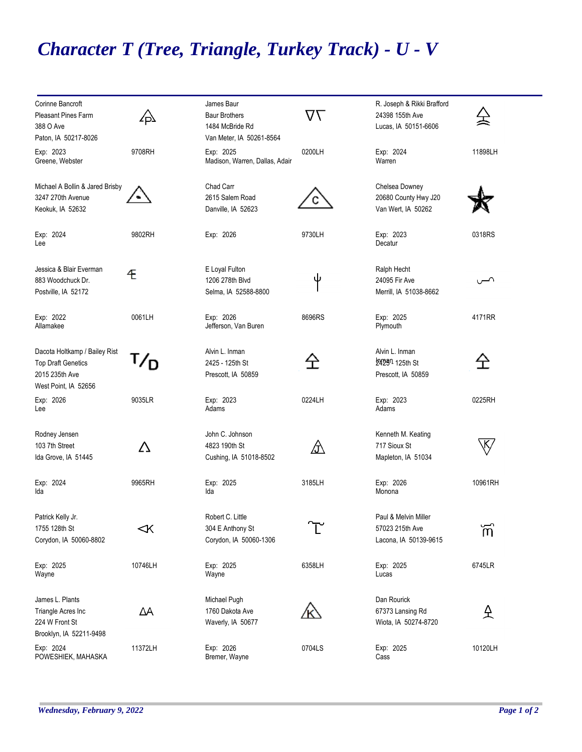# *Character T (Tree, Triangle, Turkey Track) - U - V*

Corinne Bancroft
Pleasant Pines Farm
388 O Ave
Paton, IA 50217-8026

Exp: 2023 — 9708RH
Greene, Webster

James Baur
Baur Brothers
1484 McBride Rd
Van Meter, IA 50261-8564

Exp: 2025 — 0200LH
Madison, Warren, Dallas, Adair

R. Joseph & Rikki Brafford
24398 155th Ave
Lucas, IA 50151-6606

Exp: 2024 — 11898LH
Warren

Michael A Bollin & Jared Brisby
3247 270th Avenue
Keokuk, IA 52632

Exp: 2024 — 9802RH
Lee

Chad Carr
2615 Salem Road
Danville, IA 52623

Exp: 2026 — 9730LH

Chelsea Downey
20680 County Hwy J20
Van Wert, IA 50262

Exp: 2023 — 0318RS
Decatur

Jessica & Blair Everman
883 Woodchuck Dr.
Postville, IA 52172

Exp: 2022 — 0061LH
Allamakee

E Loyal Fulton
1206 278th Blvd
Selma, IA 52588-8800

Exp: 2026 — 8696RS
Jefferson, Van Buren

Ralph Hecht
24095 Fir Ave
Merrill, IA 51038-8662

Exp: 2025 — 4171RR
Plymouth

Dacota Holtkamp / Bailey Rist
Top Draft Genetics
2015 235th Ave
West Point, IA 52656

Exp: 2026 — 9035LR
Lee

Alvin L. Inman
2425 - 125th St
Prescott, IA 50859

Exp: 2023 — 0224LH
Adams

Alvin L. Inman
2425 - 125th St
Prescott, IA 50859

Exp: 2023 — 0225RH
Adams

Rodney Jensen
103 7th Street
Ida Grove, IA 51445

Exp: 2024 — 9965RH
Ida

John C. Johnson
4823 190th St
Cushing, IA 51018-8502

Exp: 2025 — 3185LH
Ida

Kenneth M. Keating
717 Sioux St
Mapleton, IA 51034

Exp: 2026 — 10961RH
Monona

Patrick Kelly Jr.
1755 128th St
Corydon, IA 50060-8802

Exp: 2025 — 10746LH
Wayne

Robert C. Little
304 E Anthony St
Corydon, IA 50060-1306

Exp: 2025 — 6358LH
Wayne

Paul & Melvin Miller
57023 215th Ave
Lacona, IA 50139-9615

Exp: 2025 — 6745LR
Lucas

James L. Plants
Triangle Acres Inc
224 W Front St
Brooklyn, IA 52211-9498

Exp: 2024 — 11372LH
POWESHIEK, MAHASKA

Michael Pugh
1760 Dakota Ave
Waverly, IA 50677

Exp: 2026 — 0704LS
Bremer, Wayne

Dan Rourick
67373 Lansing Rd
Wiota, IA 50274-8720

Exp: 2025 — 10120LH
Cass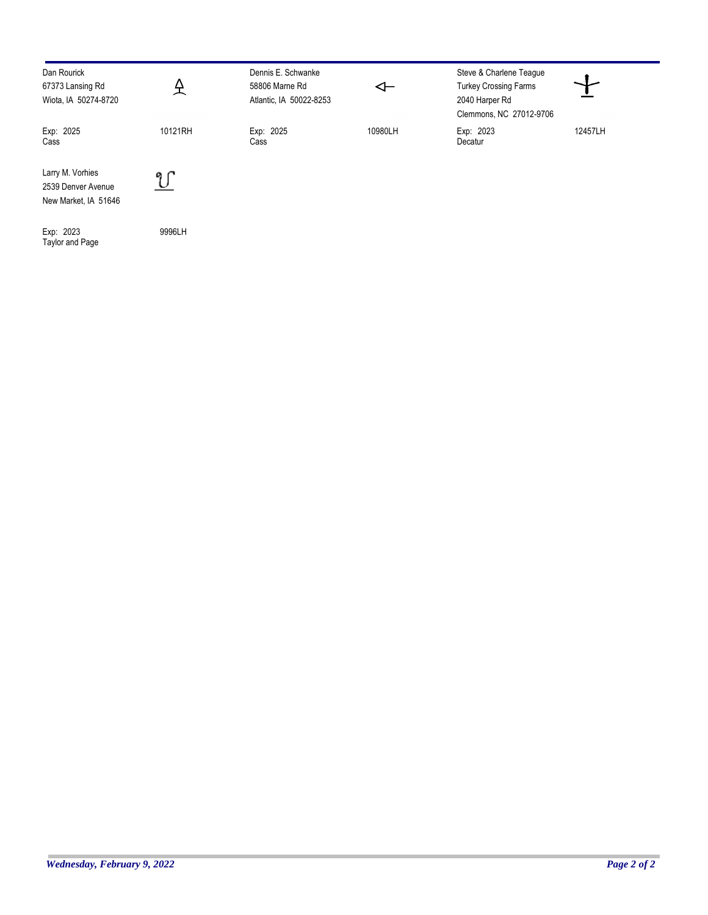Dan Rourick
67373 Lansing Rd
Wiota, IA 50274-8720

Exp: 2025
Cass

10121RH

Dennis E. Schwanke
58806 Marne Rd
Atlantic, IA 50022-8253

Exp: 2025
Cass

10980LH

Steve & Charlene Teague
Turkey Crossing Farms
2040 Harper Rd
Clemmons, NC 27012-9706

Exp: 2023
Decatur

12457LH

Larry M. Vorhies
2539 Denver Avenue
New Market, IA 51646

Exp: 2023
Taylor and Page

9996LH